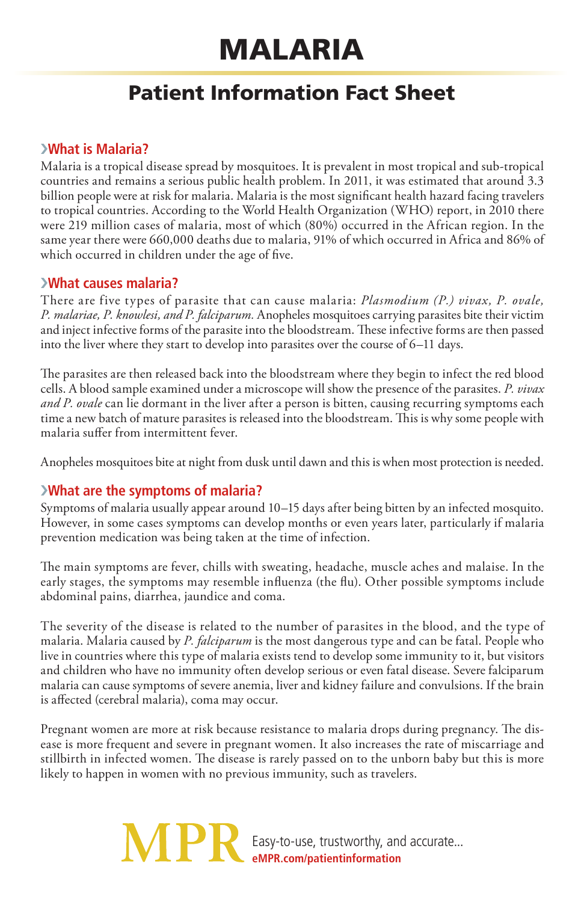# MALARIA

## Patient Information Fact Sheet

### ›What is Malaria?

Malaria is a tropical disease spread by mosquitoes. It is prevalent in most tropical and sub-tropical countries and remains a serious public health problem. In 2011, it was estimated that around 3.3 billion people were at risk for malaria. Malaria is the most significant health hazard facing travelers to tropical countries. According to the World Health Organization (WHO) report, in 2010 there were 219 million cases of malaria, most of which (80%) occurred in the African region. In the same year there were 660,000 deaths due to malaria, 91% of which occurred in Africa and 86% of which occurred in children under the age of five.

### ›What causes malaria?

There are five types of parasite that can cause malaria: *Plasmodium (P.) vivax, P. ovale, P. malariae, P. knowlesi, and P. falciparum.* Anopheles mosquitoes carrying parasites bite their victim and inject infective forms of the parasite into the bloodstream. These infective forms are then passed into the liver where they start to develop into parasites over the course of 6–11 days.

The parasites are then released back into the bloodstream where they begin to infect the red blood cells. A blood sample examined under a microscope will show the presence of the parasites. *P. vivax and P. ovale* can lie dormant in the liver after a person is bitten, causing recurring symptoms each time a new batch of mature parasites is released into the bloodstream. This is why some people with malaria suffer from intermittent fever.

Anopheles mosquitoes bite at night from dusk until dawn and this is when most protection is needed.

### ›What are the symptoms of malaria?

Symptoms of malaria usually appear around 10–15 days after being bitten by an infected mosquito. However, in some cases symptoms can develop months or even years later, particularly if malaria prevention medication was being taken at the time of infection.

The main symptoms are fever, chills with sweating, headache, muscle aches and malaise. In the early stages, the symptoms may resemble influenza (the flu). Other possible symptoms include abdominal pains, diarrhea, jaundice and coma.

The severity of the disease is related to the number of parasites in the blood, and the type of malaria. Malaria caused by *P. falciparum* is the most dangerous type and can be fatal. People who live in countries where this type of malaria exists tend to develop some immunity to it, but visitors and children who have no immunity often develop serious or even fatal disease. Severe falciparum malaria can cause symptoms of severe anemia, liver and kidney failure and convulsions. If the brain is affected (cerebral malaria), coma may occur.

Pregnant women are more at risk because resistance to malaria drops during pregnancy. The disease is more frequent and severe in pregnant women. It also increases the rate of miscarriage and stillbirth in infected women. The disease is rarely passed on to the unborn baby but this is more likely to happen in women with no previous immunity, such as travelers.

MPR Easy-to-use, trustworthy, and accurate...
eMPR.com/patientinformation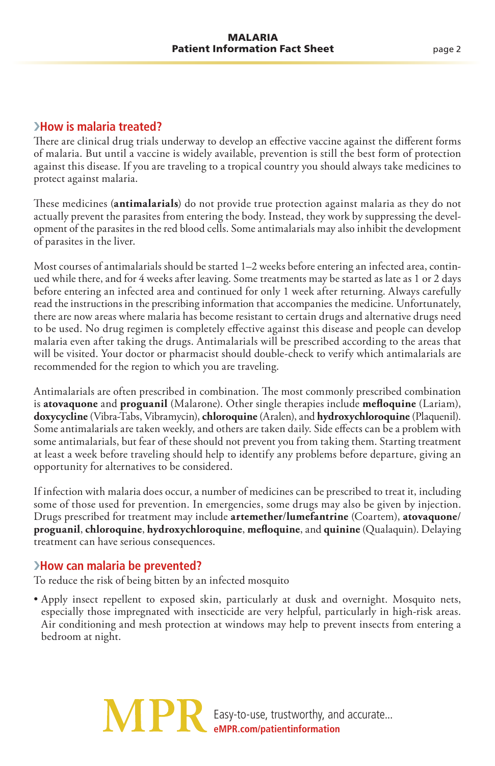## How is malaria treated?

There are clinical drug trials underway to develop an effective vaccine against the different forms of malaria. But until a vaccine is widely available, prevention is still the best form of protection against this disease. If you are traveling to a tropical country you should always take medicines to protect against malaria.

These medicines (**antimalarials**) do not provide true protection against malaria as they do not actually prevent the parasites from entering the body. Instead, they work by suppressing the development of the parasites in the red blood cells. Some antimalarials may also inhibit the development of parasites in the liver.

Most courses of antimalarials should be started 1–2 weeks before entering an infected area, continued while there, and for 4 weeks after leaving. Some treatments may be started as late as 1 or 2 days before entering an infected area and continued for only 1 week after returning. Always carefully read the instructions in the prescribing information that accompanies the medicine. Unfortunately, there are now areas where malaria has become resistant to certain drugs and alternative drugs need to be used. No drug regimen is completely effective against this disease and people can develop malaria even after taking the drugs. Antimalarials will be prescribed according to the areas that will be visited. Your doctor or pharmacist should double-check to verify which antimalarials are recommended for the region to which you are traveling.

Antimalarials are often prescribed in combination. The most commonly prescribed combination is **atovaquone** and **proguanil** (Malarone). Other single therapies include **mefloquine** (Lariam), **doxycycline** (Vibra-Tabs, Vibramycin), **chloroquine** (Aralen), and **hydroxychloroquine** (Plaquenil). Some antimalarials are taken weekly, and others are taken daily. Side effects can be a problem with some antimalarials, but fear of these should not prevent you from taking them. Starting treatment at least a week before traveling should help to identify any problems before departure, giving an opportunity for alternatives to be considered.

If infection with malaria does occur, a number of medicines can be prescribed to treat it, including some of those used for prevention. In emergencies, some drugs may also be given by injection. Drugs prescribed for treatment may include **artemether/lumefantrine** (Coartem), **atovaquone/proguanil**, **chloroquine**, **hydroxychloroquine**, **mefloquine**, and **quinine** (Qualaquin). Delaying treatment can have serious consequences.

## How can malaria be prevented?

To reduce the risk of being bitten by an infected mosquito

- Apply insect repellent to exposed skin, particularly at dusk and overnight. Mosquito nets, especially those impregnated with insecticide are very helpful, particularly in high-risk areas. Air conditioning and mesh protection at windows may help to prevent insects from entering a bedroom at night.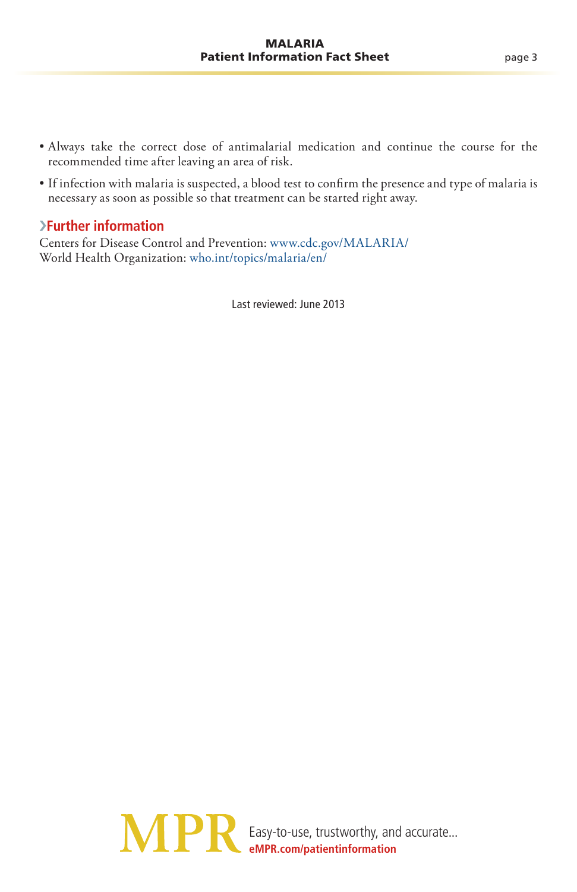- Always take the correct dose of antimalarial medication and continue the course for the recommended time after leaving an area of risk.
- If infection with malaria is suspected, a blood test to confirm the presence and type of malaria is necessary as soon as possible so that treatment can be started right away.

## Further information

Centers for Disease Control and Prevention: www.cdc.gov/MALARIA/
World Health Organization: who.int/topics/malaria/en/

Last reviewed: June 2013

MPR Easy-to-use, trustworthy, and accurate...
eMPR.com/patientinformation